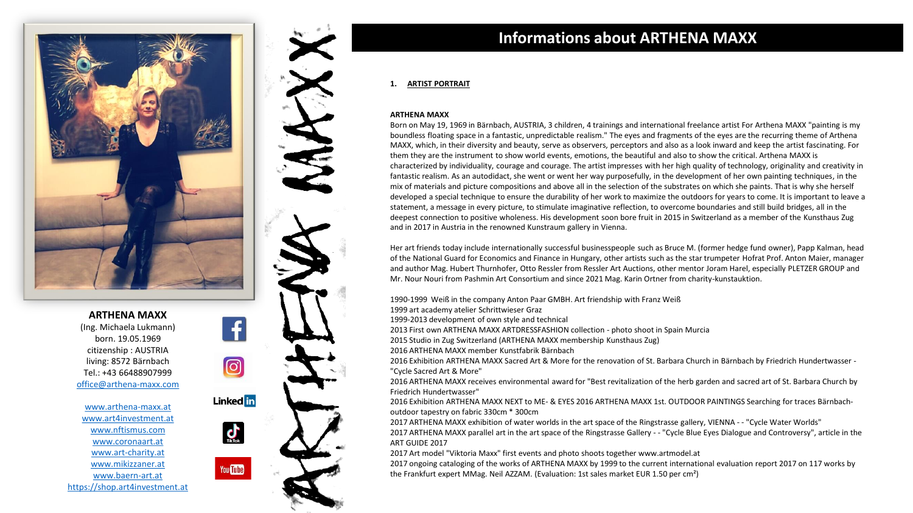# Informations about ARTHENA MAXX

**ARTHENA MAXX**
(Ing. Michaela Lukmann)
born. 19.05.1969
citizenship : AUSTRIA
living: 8572 Bärnbach
Tel.: +43 66488907999
office@arthena-maxx.com

www.arthena-maxx.at
www.art4investment.at
www.nftismus.com
www.coronaart.at
www.art-charity.at
www.mikizzaner.at
www.baern-art.at
https://shop.art4investment.at

## 1. ARTIST PORTRAIT

**ARTHENA MAXX**

Born on May 19, 1969 in Bärnbach, AUSTRIA, 3 children, 4 trainings and international freelance artist For Arthena MAXX "painting is my boundless floating space in a fantastic, unpredictable realism." The eyes and fragments of the eyes are the recurring theme of Arthena MAXX, which, in their diversity and beauty, serve as observers, perceptors and also as a look inward and keep the artist fascinating. For them they are the instrument to show world events, emotions, the beautiful and also to show the critical. Arthena MAXX is characterized by individuality, courage and courage. The artist impresses with her high quality of technology, originality and creativity in fantastic realism. As an autodidact, she went or went her way purposefully, in the development of her own painting techniques, in the mix of materials and picture compositions and above all in the selection of the substrates on which she paints. That is why she herself developed a special technique to ensure the durability of her work to maximize the outdoors for years to come. It is important to leave a statement, a message in every picture, to stimulate imaginative reflection, to overcome boundaries and still build bridges, all in the deepest connection to positive wholeness. His development soon bore fruit in 2015 in Switzerland as a member of the Kunsthaus Zug and in 2017 in Austria in the renowned Kunstraum gallery in Vienna.

Her art friends today include internationally successful businesspeople such as Bruce M. (former hedge fund owner), Papp Kalman, head of the National Guard for Economics and Finance in Hungary, other artists such as the star trumpeter Hofrat Prof. Anton Maier, manager and author Mag. Hubert Thurnhofer, Otto Ressler from Ressler Art Auctions, other mentor Joram Harel, especially PLETZER GROUP and Mr. Nour Nouri from Pashmin Art Consortium and since 2021 Mag. Karin Ortner from charity-kunstauktion.

1990-1999 Weiß in the company Anton Paar GMBH. Art friendship with Franz Weiß
1999 art academy atelier Schrittwieser Graz
1999-2013 development of own style and technical
2013 First own ARTHENA MAXX ARTDRESSFASHION collection - photo shoot in Spain Murcia
2015 Studio in Zug Switzerland (ARTHENA MAXX membership Kunsthaus Zug)
2016 ARTHENA MAXX member Kunstfabrik Bärnbach
2016 Exhibition ARTHENA MAXX Sacred Art & More for the renovation of St. Barbara Church in Bärnbach by Friedrich Hundertwasser - "Cycle Sacred Art & More"
2016 ARTHENA MAXX receives environmental award for "Best revitalization of the herb garden and sacred art of St. Barbara Church by Friedrich Hundertwasser"
2016 Exhibition ARTHENA MAXX NEXT to ME- & EYES 2016 ARTHENA MAXX 1st. OUTDOOR PAINTINGS Searching for traces Bärnbach- outdoor tapestry on fabric 330cm * 300cm
2017 ARTHENA MAXX exhibition of water worlds in the art space of the Ringstrasse gallery, VIENNA - - "Cycle Water Worlds"
2017 ARTHENA MAXX parallel art in the art space of the Ringstrasse Gallery - - "Cycle Blue Eyes Dialogue and Controversy", article in the ART GUIDE 2017
2017 Art model "Viktoria Maxx" first events and photo shoots together www.artmodel.at
2017 ongoing cataloging of the works of ARTHENA MAXX by 1999 to the current international evaluation report 2017 on 117 works by the Frankfurt expert MMag. Neil AZZAM. (Evaluation: 1st sales market EUR 1.50 per cm²)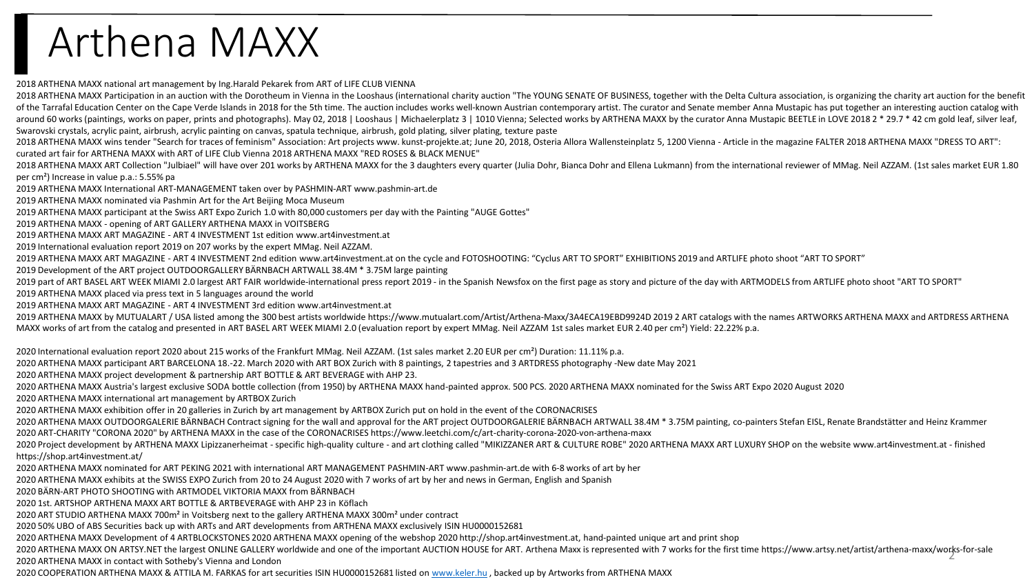# Arthena MAXX

2018 ARTHENA MAXX national art management by Ing.Harald Pekarek from ART of LIFE CLUB VIENNA

2018 ARTHENA MAXX Participation in an auction with the Dorotheum in Vienna in the Looshaus (international charity auction "The YOUNG SENATE OF BUSINESS, together with the Delta Cultura association, is organizing the charity art auction for the benefit of the Tarrafal Education Center on the Cape Verde Islands in 2018 for the 5th time. The auction includes works well-known Austrian contemporary artist. The curator and Senate member Anna Mustapic has put together an interesting auction catalog with around 60 works (paintings, works on paper, prints and photographs). May 02, 2018 | Looshaus | Michaelerplatz 3 | 1010 Vienna; Selected works by ARTHENA MAXX by the curator Anna Mustapic BEETLE in LOVE 2018 2 * 29.7 * 42 cm gold leaf, silver leaf, Swarovski crystals, acrylic paint, airbrush, acrylic painting on canvas, spatula technique, airbrush, gold plating, silver plating, texture paste

2018 ARTHENA MAXX wins tender "Search for traces of feminism" Association: Art projects www. kunst-projekte.at; June 20, 2018, Osteria Allora Wallensteinplatz 5, 1200 Vienna - Article in the magazine FALTER 2018 ARTHENA MAXX "DRESS TO ART": curated art fair for ARTHENA MAXX with ART of LIFE Club Vienna 2018 ARTHENA MAXX "RED ROSES & BLACK MENUE"

2018 ARTHENA MAXX ART Collection "Julbiael" will have over 201 works by ARTHENA MAXX for the 3 daughters every quarter (Julia Dohr, Bianca Dohr and Ellena Lukmann) from the international reviewer of MMag. Neil AZZAM. (1st sales market EUR 1.80 per cm²) Increase in value p.a.: 5.55% pa

2019 ARTHENA MAXX International ART-MANAGEMENT taken over by PASHMIN-ART www.pashmin-art.de

2019 ARTHENA MAXX nominated via Pashmin Art for the Art Beijing Moca Museum

2019 ARTHENA MAXX participant at the Swiss ART Expo Zurich 1.0 with 80,000 customers per day with the Painting "AUGE Gottes"

2019 ARTHENA MAXX - opening of ART GALLERY ARTHENA MAXX in VOITSBERG

2019 ARTHENA MAXX ART MAGAZINE - ART 4 INVESTMENT 1st edition www.art4investment.at

2019 International evaluation report 2019 on 207 works by the expert MMag. Neil AZZAM.

2019 ARTHENA MAXX ART MAGAZINE - ART 4 INVESTMENT 2nd edition www.art4investment.at on the cycle and FOTOSHOOTING: "Cyclus ART TO SPORT" EXHIBITIONS 2019 and ARTLIFE photo shoot "ART TO SPORT"

2019 Development of the ART project OUTDOORGALLERY BÄRNBACH ARTWALL 38.4M * 3.75M large painting

2019 part of ART BASEL ART WEEK MIAMI 2.0 largest ART FAIR worldwide-international press report 2019 - in the Spanish Newsfox on the first page as story and picture of the day with ARTMODELS from ARTLIFE photo shoot "ART TO SPORT"

2019 ARTHENA MAXX placed via press text in 5 languages around the world

2019 ARTHENA MAXX ART MAGAZINE - ART 4 INVESTMENT 3rd edition www.art4investment.at

2019 ARTHENA MAXX by MUTUALART / USA listed among the 300 best artists worldwide https://www.mutualart.com/Artist/Arthena-Maxx/3A4ECA19EBD9924D 2019 2 ART catalogs with the names ARTWORKS ARTHENA MAXX and ARTDRESS ARTHENA MAXX works of art from the catalog and presented in ART BASEL ART WEEK MIAMI 2.0 (evaluation report by expert MMag. Neil AZZAM 1st sales market EUR 2.40 per cm²) Yield: 22.22% p.a.

2020 International evaluation report 2020 about 215 works of the Frankfurt MMag. Neil AZZAM. (1st sales market 2.20 EUR per cm²) Duration: 11.11% p.a.

2020 ARTHENA MAXX participant ART BARCELONA 18.-22. March 2020 with ART BOX Zurich with 8 paintings, 2 tapestries and 3 ARTDRESS photography -New date May 2021

2020 ARTHENA MAXX project development & partnership ART BOTTLE & ART BEVERAGE with AHP 23.

2020 ARTHENA MAXX Austria's largest exclusive SODA bottle collection (from 1950) by ARTHENA MAXX hand-painted approx. 500 PCS. 2020 ARTHENA MAXX nominated for the Swiss ART Expo 2020 August 2020

2020 ARTHENA MAXX international art management by ARTBOX Zurich

2020 ARTHENA MAXX exhibition offer in 20 galleries in Zurich by art management by ARTBOX Zurich put on hold in the event of the CORONACRISES

2020 ARTHENA MAXX OUTDOORGALERIE BÄRNBACH Contract signing for the wall and approval for the ART project OUTDOORGALERIE BÄRNBACH ARTWALL 38.4M * 3.75M painting, co-painters Stefan EISL, Renate Brandstätter and Heinz Krammer

2020 ART-CHARITY "CORONA 2020" by ARTHENA MAXX in the case of the CORONACRISES https://www.leetchi.com/c/art-charity-corona-2020-von-arthena-maxx

2020 Project development by ARTHENA MAXX Lipizzanerheimat - specific high-quality culture - and art clothing called "MIKIZZANER ART & CULTURE ROBE" 2020 ARTHENA MAXX ART LUXURY SHOP on the website www.art4investment.at - finished https://shop.art4investment.at/

2020 ARTHENA MAXX nominated for ART PEKING 2021 with international ART MANAGEMENT PASHMIN-ART www.pashmin-art.de with 6-8 works of art by her

2020 ARTHENA MAXX exhibits at the SWISS EXPO Zurich from 20 to 24 August 2020 with 7 works of art by her and news in German, English and Spanish

2020 BÄRN-ART PHOTO SHOOTING with ARTMODEL VIKTORIA MAXX from BÄRNBACH

2020 1st. ARTSHOP ARTHENA MAXX ART BOTTLE & ARTBEVERAGE with AHP 23 in Köflach

2020 ART STUDIO ARTHENA MAXX 700m² in Voitsberg next to the gallery ARTHENA MAXX 300m² under contract

2020 50% UBO of ABS Securities back up with ARTs and ART developments from ARTHENA MAXX exclusively ISIN HU0000152681

2020 ARTHENA MAXX Development of 4 ARTBLOCKSTONES 2020 ARTHENA MAXX opening of the webshop 2020 http://shop.art4investment.at, hand-painted unique art and print shop

2020 ARTHENA MAXX ON ARTSY.NET the largest ONLINE GALLERY worldwide and one of the important AUCTION HOUSE for ART. Arthena Maxx is represented with 7 works for the first time https://www.artsy.net/artist/arthena-maxx/works-for-sale

2020 ARTHENA MAXX in contact with Sotheby's Vienna and London

2020 COOPERATION ARTHENA MAXX & ATTILA M. FARKAS for art securities ISIN HU0000152681 listed on www.keler.hu , backed up by Artworks from ARTHENA MAXX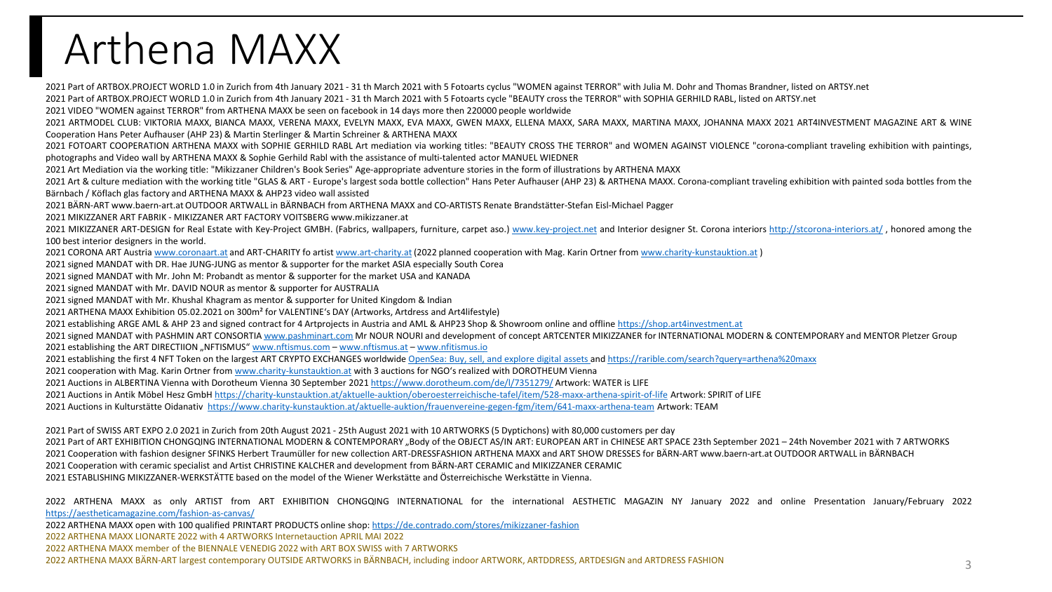# Arthena MAXX

2021 Part of ARTBOX.PROJECT WORLD 1.0 in Zurich from 4th January 2021 - 31 th March 2021 with 5 Fotoarts cyclus "WOMEN against TERROR" with Julia M. Dohr and Thomas Brandner, listed on ARTSY.net

2021 Part of ARTBOX.PROJECT WORLD 1.0 in Zurich from 4th January 2021 - 31 th March 2021 with 5 Fotoarts cycle "BEAUTY cross the TERROR" with SOPHIA GERHILD RABL, listed on ARTSY.net

2021 VIDEO "WOMEN against TERROR" from ARTHENA MAXX be seen on facebook in 14 days more then 220000 people worldwide

2021 ARTMODEL CLUB: VIKTORIA MAXX, BIANCA MAXX, VERENA MAXX, EVELYN MAXX, EVA MAXX, GWEN MAXX, ELLENA MAXX, SARA MAXX, MARTINA MAXX, JOHANNA MAXX 2021 ART4INVESTMENT MAGAZINE ART & WINE Cooperation Hans Peter Aufhauser (AHP 23) & Martin Sterlinger & Martin Schreiner & ARTHENA MAXX

2021 FOTOART COOPERATION ARTHENA MAXX with SOPHIE GERHILD RABL Art mediation via working titles: "BEAUTY CROSS THE TERROR" and WOMEN AGAINST VIOLENCE "corona-compliant traveling exhibition with paintings, photographs and Video wall by ARTHENA MAXX & Sophie Gerhild Rabl with the assistance of multi-talented actor MANUEL WIEDNER

2021 Art Mediation via the working title: "Mikizzaner Children's Book Series" Age-appropriate adventure stories in the form of illustrations by ARTHENA MAXX

2021 Art & culture mediation with the working title "GLAS & ART - Europe's largest soda bottle collection" Hans Peter Aufhauser (AHP 23) & ARTHENA MAXX. Corona-compliant traveling exhibition with painted soda bottles from the Bärnbach / Köflach glas factory and ARTHENA MAXX & AHP23 video wall assisted

2021 BÄRN-ART www.baern-art.at OUTDOOR ARTWALL in BÄRNBACH from ARTHENA MAXX and CO-ARTISTS Renate Brandstätter-Stefan Eisl-Michael Pagger

2021 MIKIZZANER ART FABRIK - MIKIZZANER ART FACTORY VOITSBERG www.mikizzaner.at

2021 MIKIZZANER ART-DESIGN for Real Estate with Key-Project GMBH. (Fabrics, wallpapers, furniture, carpet aso.) www.key-project.net and Interior designer St. Corona interiors http://stcorona-interiors.at/ , honored among the 100 best interior designers in the world.

2021 CORONA ART Austria www.coronaart.at and ART-CHARITY fo artist www.art-charity.at (2022 planned cooperation with Mag. Karin Ortner from www.charity-kunstauktion.at )

2021 signed MANDAT with DR. Hae JUNG-JUNG as mentor & supporter for the market ASIA especially South Corea

2021 signed MANDAT with Mr. John M: Probandt as mentor & supporter for the market USA and KANADA

2021 signed MANDAT with Mr. DAVID NOUR as mentor & supporter for AUSTRALIA

2021 signed MANDAT with Mr. Khushal Khagram as mentor & supporter for United Kingdom & Indian

2021 ARTHENA MAXX Exhibition 05.02.2021 on 300m² for VALENTINE's DAY (Artworks, Artdress and Art4lifestyle)

2021 establishing ARGE AML & AHP 23 and signed contract for 4 Artprojects in Austria and AML & AHP23 Shop & Showroom online and offline https://shop.art4investment.at

2021 signed MANDAT with PASHMIN ART CONSORTIA www.pashminart.com Mr NOUR NOURI and development of concept ARTCENTER MIKIZZANER for INTERNATIONAL MODERN & CONTEMPORARY and MENTOR Pletzer Group

2021 establishing the ART DIRECTIION „NFTISMUS" www.nftismus.com – www.nftismus.at – www.nfitismus.io

2021 establishing the first 4 NFT Token on the largest ART CRYPTO EXCHANGES worldwide OpenSea: Buy, sell, and explore digital assets and https://rarible.com/search?query=arthena%20maxx

2021 cooperation with Mag. Karin Ortner from www.charity-kunstauktion.at with 3 auctions for NGO's realized with DOROTHEUM Vienna

2021 Auctions in ALBERTINA Vienna with Dorotheum Vienna 30 September 2021 https://www.dorotheum.com/de/l/7351279/ Artwork: WATER is LIFE

2021 Auctions in Antik Möbel Hesz GmbH https://charity-kunstauktion.at/aktuelle-auktion/oberoesterreichische-tafel/item/528-maxx-arthena-spirit-of-life Artwork: SPIRIT of LIFE

2021 Auctions in Kulturstätte Oidanativ https://www.charity-kunstauktion.at/aktuelle-auktion/frauenvereine-gegen-fgm/item/641-maxx-arthena-team Artwork: TEAM

2021 Part of SWISS ART EXPO 2.0 2021 in Zurich from 20th August 2021 - 25th August 2021 with 10 ARTWORKS (5 Dyptichons) with 80,000 customers per day

2021 Part of ART EXHIBITION CHONGQING INTERNATIONAL MODERN & CONTEMPORARY „Body of the OBJECT AS/IN ART: EUROPEAN ART in CHINESE ART SPACE 23th September 2021 – 24th November 2021 with 7 ARTWORKS

2021 Cooperation with fashion designer SFINKS Herbert Traumüller for new collection ART-DRESSFASHION ARTHENA MAXX and ART SHOW DRESSES for BÄRN-ART www.baern-art.at OUTDOOR ARTWALL in BÄRNBACH

2021 Cooperation with ceramic specialist and Artist CHRISTINE KALCHER and development from BÄRN-ART CERAMIC and MIKIZZANER CERAMIC

2021 ESTABLISHING MIKIZZANER-WERKSTÄTTE based on the model of the Wiener Werkstätte and Österreichische Werkstätte in Vienna.

2022 ARTHENA MAXX as only ARTIST from ART EXHIBITION CHONGQING INTERNATIONAL for the international AESTHETIC MAGAZIN NY January 2022 and online Presentation January/February 2022 https://aestheticamagazine.com/fashion-as-canvas/

2022 ARTHENA MAXX open with 100 qualified PRINTART PRODUCTS online shop: https://de.contrado.com/stores/mikizzaner-fashion

2022 ARTHENA MAXX LIONARTE 2022 with 4 ARTWORKS Internetauction APRIL MAI 2022

2022 ARTHENA MAXX member of the BIENNALE VENEDIG 2022 with ART BOX SWISS with 7 ARTWORKS

2022 ARTHENA MAXX BÄRN-ART largest contemporary OUTSIDE ARTWORKS in BÄRNBACH, including indoor ARTWORK, ARTDDRESS, ARTDESIGN and ARTDRESS FASHION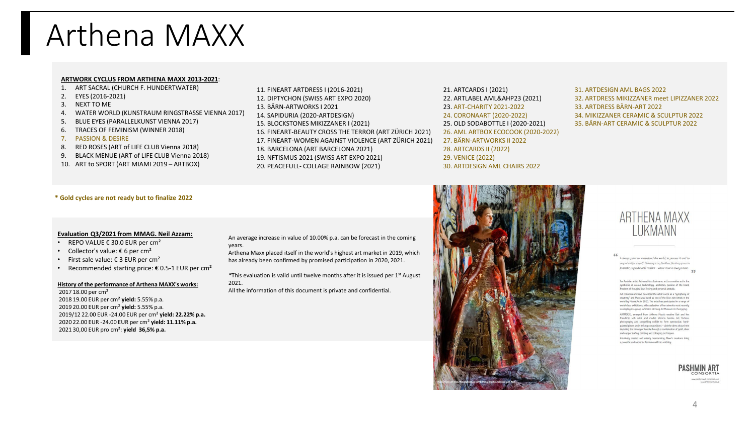# Arthena MAXX

**ARTWORK CYCLUS FROM ARTHENA MAXX 2013-2021**:

1. ART SACRAL (CHURCH F. HUNDERTWATER)
2. EYES (2016-2021)
3. NEXT TO ME
4. WATER WORLD (KUNSTRAUM RINGSTRASSE VIENNA 2017)
5. BLUE EYES (PARALLELKUNST VIENNA 2017)
6. TRACES OF FEMINISM (WINNER 2018)
7. PASSION & DESIRE
8. RED ROSES (ART of LIFE CLUB Vienna 2018)
9. BLACK MENUE (ART of LIFE CLUB Vienna 2018)
10. ART to SPORT (ART MIAMI 2019 – ARTBOX)
11. FINEART ARTDRESS I (2016-2021)
12. DIPTYCHON (SWISS ART EXPO 2020)
13. BÄRN-ARTWORKS I 2021
14. SAPIDURIA (2020-ARTDESIGN)
15. BLOCKSTONES MIKIZZANER I (2021)
16. FINEART-BEAUTY CROSS THE TERROR (ART ZÜRICH 2021)
17. FINEART-WOMEN AGAINST VIOLENCE (ART ZÜRICH 2021)
18. BARCELONA (ART BARCELONA 2021)
19. NFTISMUS 2021 (SWISS ART EXPO 2021)
20. PEACEFULL- COLLAGE RAINBOW (2021)
21. ARTCARDS I (2021)
22. ARTLABEL AML&AHP23 (2021)
23. ART-CHARITY 2021-2022
24. CORONAART (2020-2022)
25. OLD SODABOTTLE I (2020-2021)
26. AML ARTBOX ECOCOOK (2020-2022)
27. BÄRN-ARTWORKS II 2022
28. ARTCARDS II (2022)
29. VENICE (2022)
30. ARTDESIGN AML CHAIRS 2022
31. ARTDESIGN AML BAGS 2022
32. ARTDRESS MIKIZZANER meet LIPIZZANER 2022
33. ARTDRESS BÄRN-ART 2022
34. MIKIZZANER CERAMIC & SCULPTUR 2022
35. BÄRN-ART CERAMIC & SCULPTUR 2022

**\* Gold cycles are not ready but to finalize 2022**

**Evaluation Q3/2021 from MMAG. Neil Azzam:**

- REPO VALUE € 30.0 EUR per cm²
- Collector's value: € 6 per cm²
- First sale value: € 3 EUR per cm²
- Recommended starting price: € 0.5-1 EUR per cm²

**History of the performance of Arthena MAXX's works:**

2017 18.00 per cm²
2018 19.00 EUR per cm² **yield:** 5.55% p.a.
2019 20.00 EUR per cm² **yield:** 5.55% p.a.
2019/12 22.00 EUR -24.00 EUR per cm² **yield: 22.22% p.a.**
2020 22.00 EUR -24.00 EUR per cm² **yield: 11.11% p.a.**
2021 30,00 EUR pro cm²: **yield 36,5% p.a.**

An average increase in value of 10.00% p.a. can be forecast in the coming years.
Arthena Maxx placed itself in the world's highest art market in 2019, which has already been confirmed by promised participation in 2020, 2021.

\*This evaluation is valid until twelve months after it is issued per 1st August 2021.
All the information of this document is private and confidential.

ARTHENA MAXX LUKMANN

*"I always paint to understand the world, to process it and to organize it for myself. Painting is my limitless floating space to fantastic, unpredictable realism – where more is always more."*

For Austrian artist, Arthena Maxx Lukmann, art is a creative act in the symbiosis of colour, technology, aesthetics, passion of the heart, freedom of thought, flow, feeling and personal attitude.

Art connoisseurs have described the artist's work as a "symphony of creativity" and Maxx was listed as one of the Best 300 Artists in the world by MutualArt in 2020. The artist has participated in a range of world-class exhibitions, with a selection of her artworks most recently on display in a group exhibition at Hong Art Museum in Chongqing.

ARTMODEL emerged from Arthena Maxx's creative flair and her friendship with artist and model, Viktoria Gwinda. Art, fashion, photography and storytelling collide to form spectacular, hand-painted pieces set in striking compositions – with the dress shown here depicting the history of Austria through a combination of gold, silver and copper leafing, painting and collaging techniques.

Intuitively created and utterly mesmerising, Maxx's creations bring a powerful and authentic feminine self into visibility.

PASHMIN ART CONSORTIA